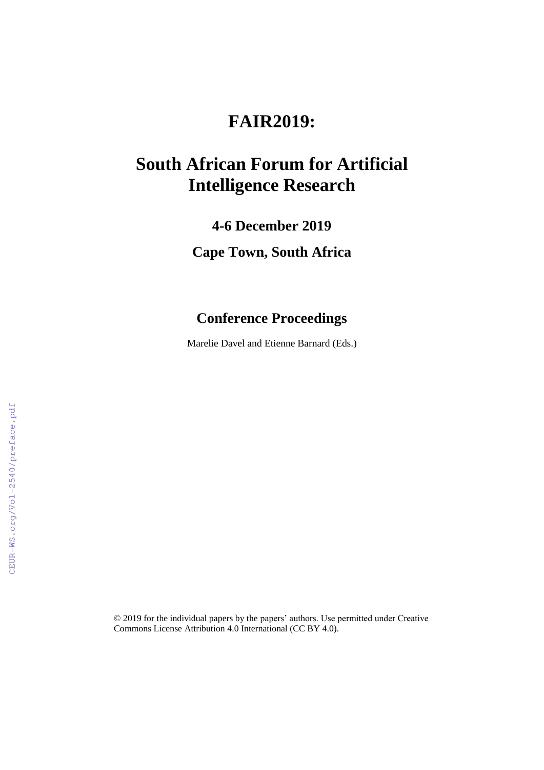# FAIR2019:

# South African Forum for Artificial Intelligence Research

## 4-6 December 2019

## Cape Town, South Africa

## Conference Proceedings

Marelie Davel and Etienne Barnard (Eds.)

© 2019 for the individual papers by the papers' authors. Use permitted under Creative Commons License Attribution 4.0 International (CC BY 4.0).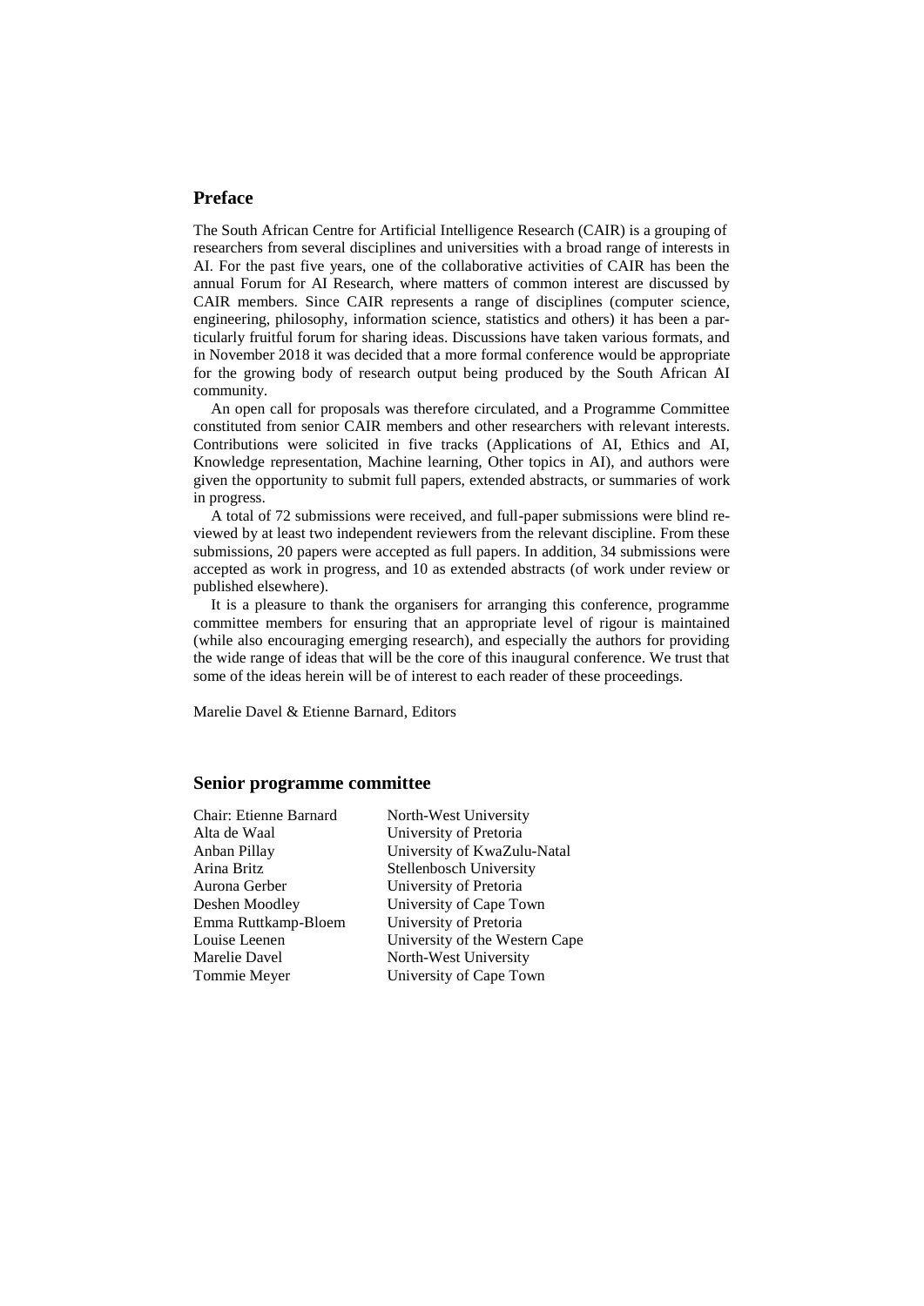## Preface

The South African Centre for Artificial Intelligence Research (CAIR) is a grouping of researchers from several disciplines and universities with a broad range of interests in AI. For the past five years, one of the collaborative activities of CAIR has been the annual Forum for AI Research, where matters of common interest are discussed by CAIR members. Since CAIR represents a range of disciplines (computer science, engineering, philosophy, information science, statistics and others) it has been a particularly fruitful forum for sharing ideas. Discussions have taken various formats, and in November 2018 it was decided that a more formal conference would be appropriate for the growing body of research output being produced by the South African AI community.

An open call for proposals was therefore circulated, and a Programme Committee constituted from senior CAIR members and other researchers with relevant interests. Contributions were solicited in five tracks (Applications of AI, Ethics and AI, Knowledge representation, Machine learning, Other topics in AI), and authors were given the opportunity to submit full papers, extended abstracts, or summaries of work in progress.

A total of 72 submissions were received, and full-paper submissions were blind reviewed by at least two independent reviewers from the relevant discipline. From these submissions, 20 papers were accepted as full papers. In addition, 34 submissions were accepted as work in progress, and 10 as extended abstracts (of work under review or published elsewhere).

It is a pleasure to thank the organisers for arranging this conference, programme committee members for ensuring that an appropriate level of rigour is maintained (while also encouraging emerging research), and especially the authors for providing the wide range of ideas that will be the core of this inaugural conference. We trust that some of the ideas herein will be of interest to each reader of these proceedings.

Marelie Davel & Etienne Barnard, Editors

## Senior programme committee

| | |
|---|---|
| Chair: Etienne Barnard | North-West University |
| Alta de Waal | University of Pretoria |
| Anban Pillay | University of KwaZulu-Natal |
| Arina Britz | Stellenbosch University |
| Aurona Gerber | University of Pretoria |
| Deshen Moodley | University of Cape Town |
| Emma Ruttkamp-Bloem | University of Pretoria |
| Louise Leenen | University of the Western Cape |
| Marelie Davel | North-West University |
| Tommie Meyer | University of Cape Town |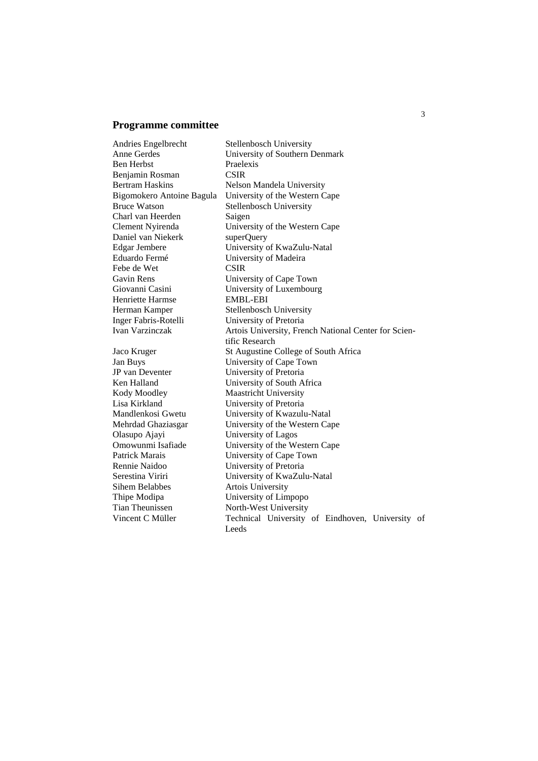## Programme committee

| | |
|---|---|
| Andries Engelbrecht | Stellenbosch University |
| Anne Gerdes | University of Southern Denmark |
| Ben Herbst | Praelexis |
| Benjamin Rosman | CSIR |
| Bertram Haskins | Nelson Mandela University |
| Bigomokero Antoine Bagula | University of the Western Cape |
| Bruce Watson | Stellenbosch University |
| Charl van Heerden | Saigen |
| Clement Nyirenda | University of the Western Cape |
| Daniel van Niekerk | superQuery |
| Edgar Jembere | University of KwaZulu-Natal |
| Eduardo Fermé | University of Madeira |
| Febe de Wet | CSIR |
| Gavin Rens | University of Cape Town |
| Giovanni Casini | University of Luxembourg |
| Henriette Harmse | EMBL-EBI |
| Herman Kamper | Stellenbosch University |
| Inger Fabris-Rotelli | University of Pretoria |
| Ivan Varzinczak | Artois University, French National Center for Scientific Research |
| Jaco Kruger | St Augustine College of South Africa |
| Jan Buys | University of Cape Town |
| JP van Deventer | University of Pretoria |
| Ken Halland | University of South Africa |
| Kody Moodley | Maastricht University |
| Lisa Kirkland | University of Pretoria |
| Mandlenkosi Gwetu | University of Kwazulu-Natal |
| Mehrdad Ghaziasgar | University of the Western Cape |
| Olasupo Ajayi | University of Lagos |
| Omowunmi Isafiade | University of the Western Cape |
| Patrick Marais | University of Cape Town |
| Rennie Naidoo | University of Pretoria |
| Serestina Viriri | University of KwaZulu-Natal |
| Sihem Belabbes | Artois University |
| Thipe Modipa | University of Limpopo |
| Tian Theunissen | North-West University |
| Vincent C Müller | Technical University of Eindhoven, University of Leeds |